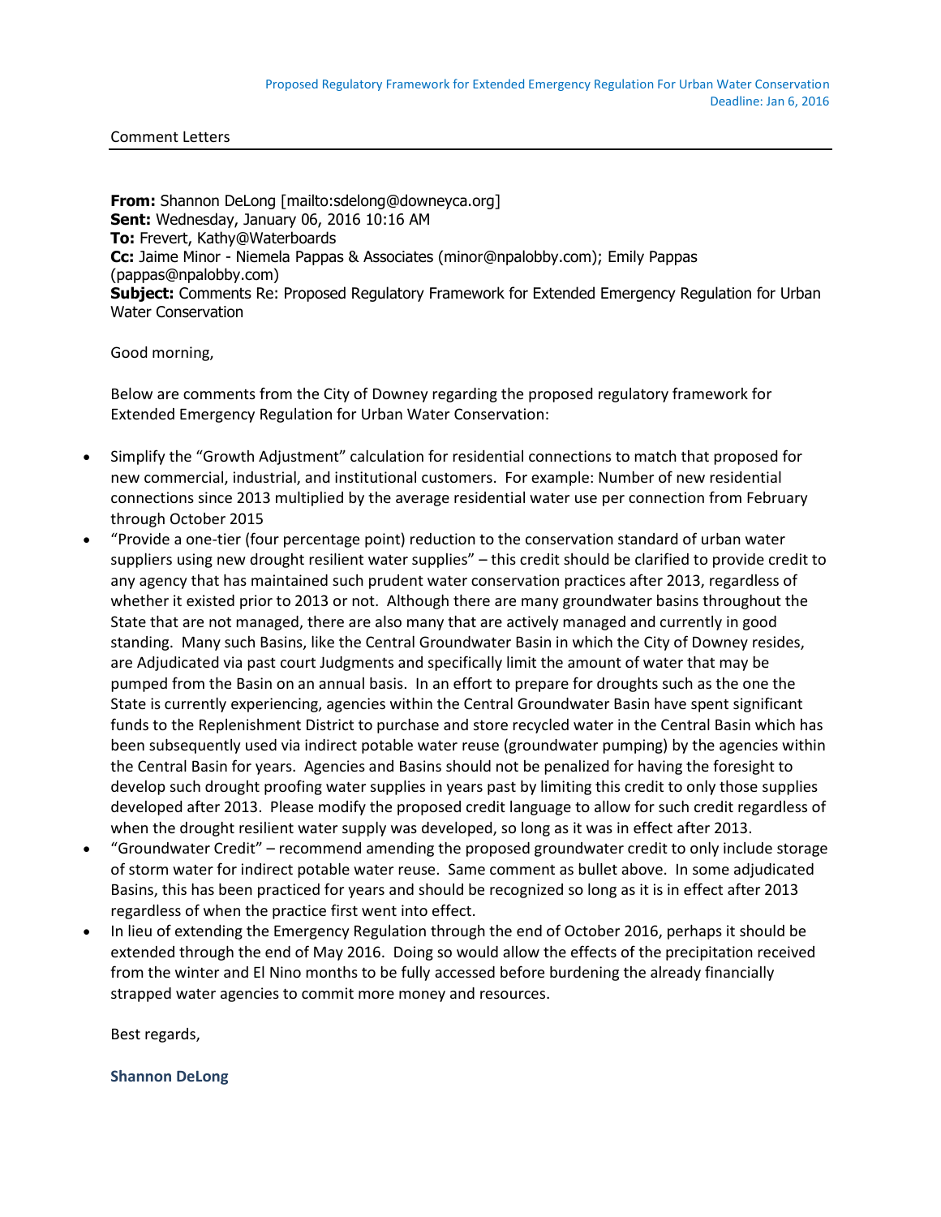Proposed Regulatory Framework for Extended Emergency Regulation For Urban Water Conservation
Deadline: Jan 6, 2016

Comment Letters

**From:** Shannon DeLong [mailto:sdelong@downeyca.org]
**Sent:** Wednesday, January 06, 2016 10:16 AM
**To:** Frevert, Kathy@Waterboards
**Cc:** Jaime Minor - Niemela Pappas & Associates (minor@npalobby.com); Emily Pappas (pappas@npalobby.com)
**Subject:** Comments Re: Proposed Regulatory Framework for Extended Emergency Regulation for Urban Water Conservation

Good morning,

Below are comments from the City of Downey regarding the proposed regulatory framework for Extended Emergency Regulation for Urban Water Conservation:

- Simplify the "Growth Adjustment" calculation for residential connections to match that proposed for new commercial, industrial, and institutional customers. For example: Number of new residential connections since 2013 multiplied by the average residential water use per connection from February through October 2015
- "Provide a one-tier (four percentage point) reduction to the conservation standard of urban water suppliers using new drought resilient water supplies" – this credit should be clarified to provide credit to any agency that has maintained such prudent water conservation practices after 2013, regardless of whether it existed prior to 2013 or not. Although there are many groundwater basins throughout the State that are not managed, there are also many that are actively managed and currently in good standing. Many such Basins, like the Central Groundwater Basin in which the City of Downey resides, are Adjudicated via past court Judgments and specifically limit the amount of water that may be pumped from the Basin on an annual basis. In an effort to prepare for droughts such as the one the State is currently experiencing, agencies within the Central Groundwater Basin have spent significant funds to the Replenishment District to purchase and store recycled water in the Central Basin which has been subsequently used via indirect potable water reuse (groundwater pumping) by the agencies within the Central Basin for years. Agencies and Basins should not be penalized for having the foresight to develop such drought proofing water supplies in years past by limiting this credit to only those supplies developed after 2013. Please modify the proposed credit language to allow for such credit regardless of when the drought resilient water supply was developed, so long as it was in effect after 2013.
- "Groundwater Credit" – recommend amending the proposed groundwater credit to only include storage of storm water for indirect potable water reuse. Same comment as bullet above. In some adjudicated Basins, this has been practiced for years and should be recognized so long as it is in effect after 2013 regardless of when the practice first went into effect.
- In lieu of extending the Emergency Regulation through the end of October 2016, perhaps it should be extended through the end of May 2016. Doing so would allow the effects of the precipitation received from the winter and El Nino months to be fully accessed before burdening the already financially strapped water agencies to commit more money and resources.

Best regards,

**Shannon DeLong**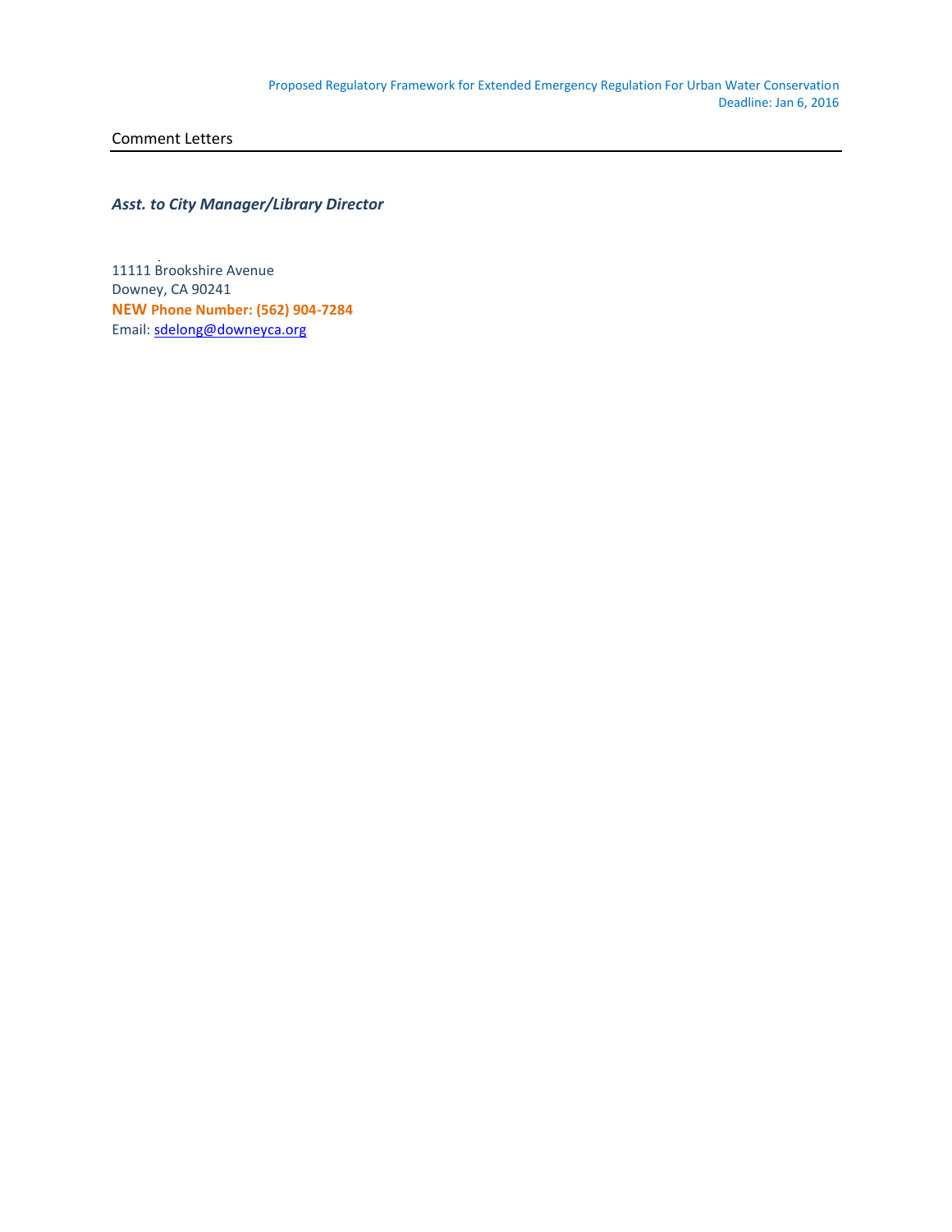***Asst. to City Manager/Library Director***

11111 Brookshire Avenue
Downey, CA 90241
**NEW Phone Number: (562) 904-7284**
Email: sdelong@downeyca.org